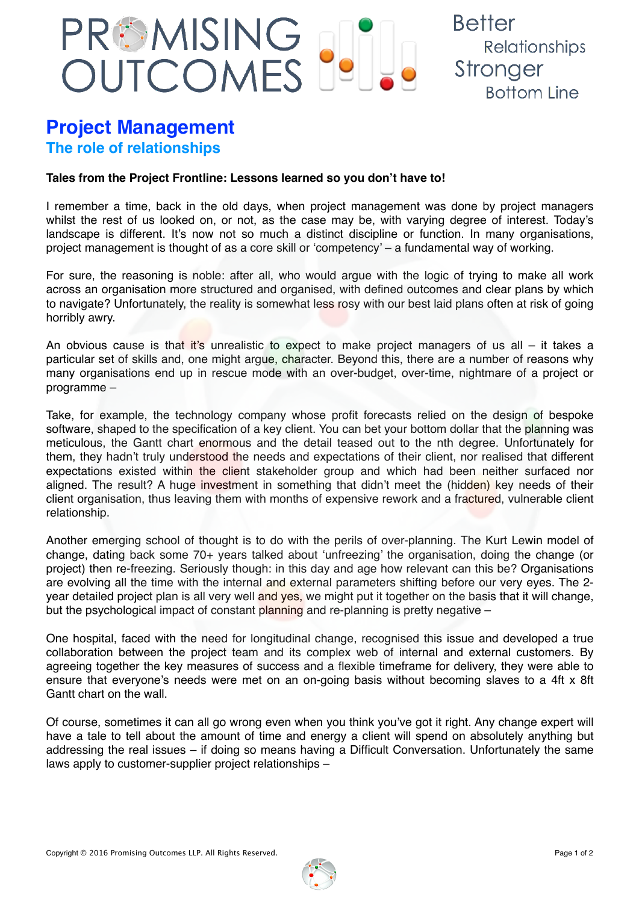PROMISING OUTCOMES

Better Relationships Stronger Bottom Line

# Project Management

## The role of relationships

**Tales from the Project Frontline: Lessons learned so you don't have to!**

I remember a time, back in the old days, when project management was done by project managers whilst the rest of us looked on, or not, as the case may be, with varying degree of interest. Today's landscape is different. It's now not so much a distinct discipline or function. In many organisations, project management is thought of as a core skill or 'competency' – a fundamental way of working.

For sure, the reasoning is noble: after all, who would argue with the logic of trying to make all work across an organisation more structured and organised, with defined outcomes and clear plans by which to navigate? Unfortunately, the reality is somewhat less rosy with our best laid plans often at risk of going horribly awry.

An obvious cause is that it's unrealistic to expect to make project managers of us all – it takes a particular set of skills and, one might argue, character. Beyond this, there are a number of reasons why many organisations end up in rescue mode with an over-budget, over-time, nightmare of a project or programme –

Take, for example, the technology company whose profit forecasts relied on the design of bespoke software, shaped to the specification of a key client. You can bet your bottom dollar that the planning was meticulous, the Gantt chart enormous and the detail teased out to the nth degree. Unfortunately for them, they hadn't truly understood the needs and expectations of their client, nor realised that different expectations existed within the client stakeholder group and which had been neither surfaced nor aligned. The result? A huge investment in something that didn't meet the (hidden) key needs of their client organisation, thus leaving them with months of expensive rework and a fractured, vulnerable client relationship.

Another emerging school of thought is to do with the perils of over-planning. The Kurt Lewin model of change, dating back some 70+ years talked about 'unfreezing' the organisation, doing the change (or project) then re-freezing. Seriously though: in this day and age how relevant can this be? Organisations are evolving all the time with the internal and external parameters shifting before our very eyes. The 2-year detailed project plan is all very well and yes, we might put it together on the basis that it will change, but the psychological impact of constant planning and re-planning is pretty negative –

One hospital, faced with the need for longitudinal change, recognised this issue and developed a true collaboration between the project team and its complex web of internal and external customers. By agreeing together the key measures of success and a flexible timeframe for delivery, they were able to ensure that everyone's needs were met on an on-going basis without becoming slaves to a 4ft x 8ft Gantt chart on the wall.

Of course, sometimes it can all go wrong even when you think you've got it right. Any change expert will have a tale to tell about the amount of time and energy a client will spend on absolutely anything but addressing the real issues – if doing so means having a Difficult Conversation. Unfortunately the same laws apply to customer-supplier project relationships –

Copyright © 2016 Promising Outcomes LLP. All Rights Reserved.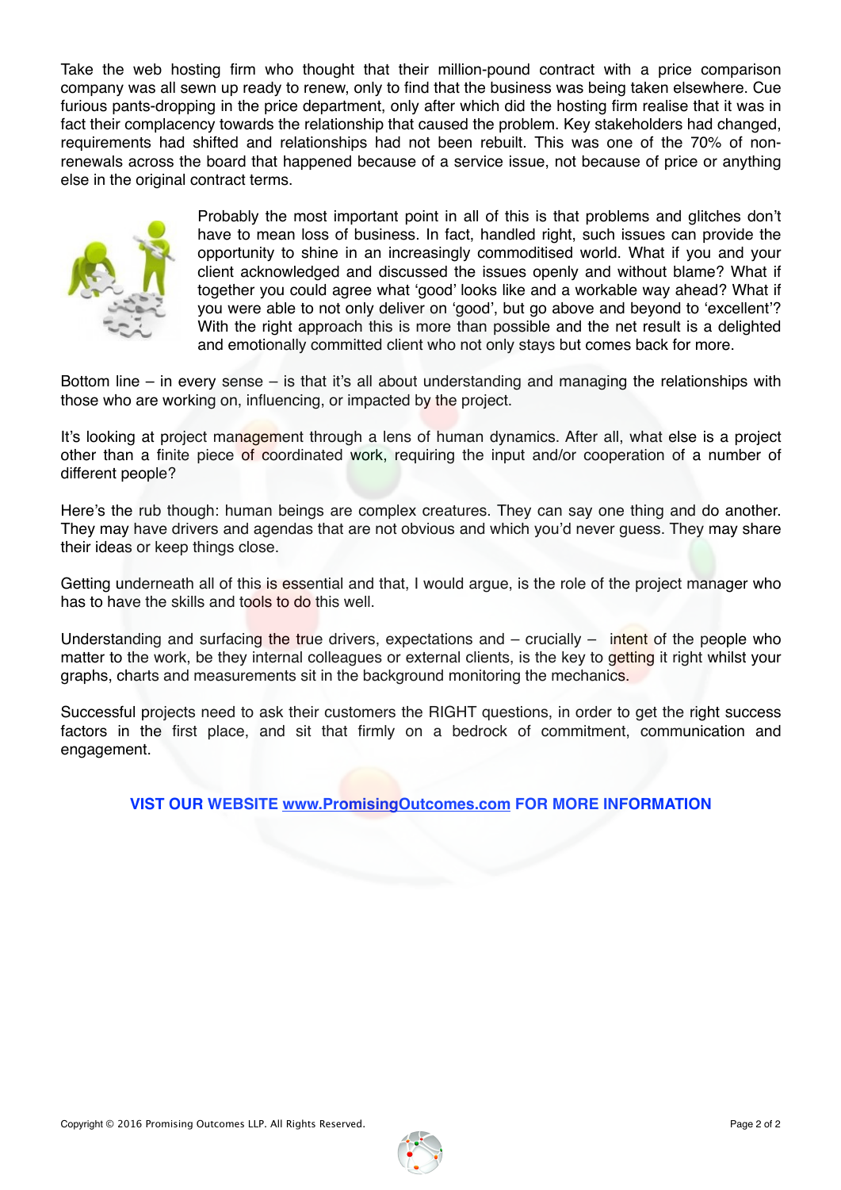Take the web hosting firm who thought that their million-pound contract with a price comparison company was all sewn up ready to renew, only to find that the business was being taken elsewhere. Cue furious pants-dropping in the price department, only after which did the hosting firm realise that it was in fact their complacency towards the relationship that caused the problem. Key stakeholders had changed, requirements had shifted and relationships had not been rebuilt. This was one of the 70% of non-renewals across the board that happened because of a service issue, not because of price or anything else in the original contract terms.

Probably the most important point in all of this is that problems and glitches don't have to mean loss of business. In fact, handled right, such issues can provide the opportunity to shine in an increasingly commoditised world. What if you and your client acknowledged and discussed the issues openly and without blame? What if together you could agree what 'good' looks like and a workable way ahead? What if you were able to not only deliver on 'good', but go above and beyond to 'excellent'? With the right approach this is more than possible and the net result is a delighted and emotionally committed client who not only stays but comes back for more.

Bottom line – in every sense – is that it's all about understanding and managing the relationships with those who are working on, influencing, or impacted by the project.

It's looking at project management through a lens of human dynamics. After all, what else is a project other than a finite piece of coordinated work, requiring the input and/or cooperation of a number of different people?

Here's the rub though: human beings are complex creatures. They can say one thing and do another. They may have drivers and agendas that are not obvious and which you'd never guess. They may share their ideas or keep things close.

Getting underneath all of this is essential and that, I would argue, is the role of the project manager who has to have the skills and tools to do this well.

Understanding and surfacing the true drivers, expectations and – crucially – intent of the people who matter to the work, be they internal colleagues or external clients, is the key to getting it right whilst your graphs, charts and measurements sit in the background monitoring the mechanics.

Successful projects need to ask their customers the RIGHT questions, in order to get the right success factors in the first place, and sit that firmly on a bedrock of commitment, communication and engagement.

**VIST OUR WEBSITE www.PromisingOutcomes.com FOR MORE INFORMATION**

Copyright © 2016 Promising Outcomes LLP. All Rights Reserved.